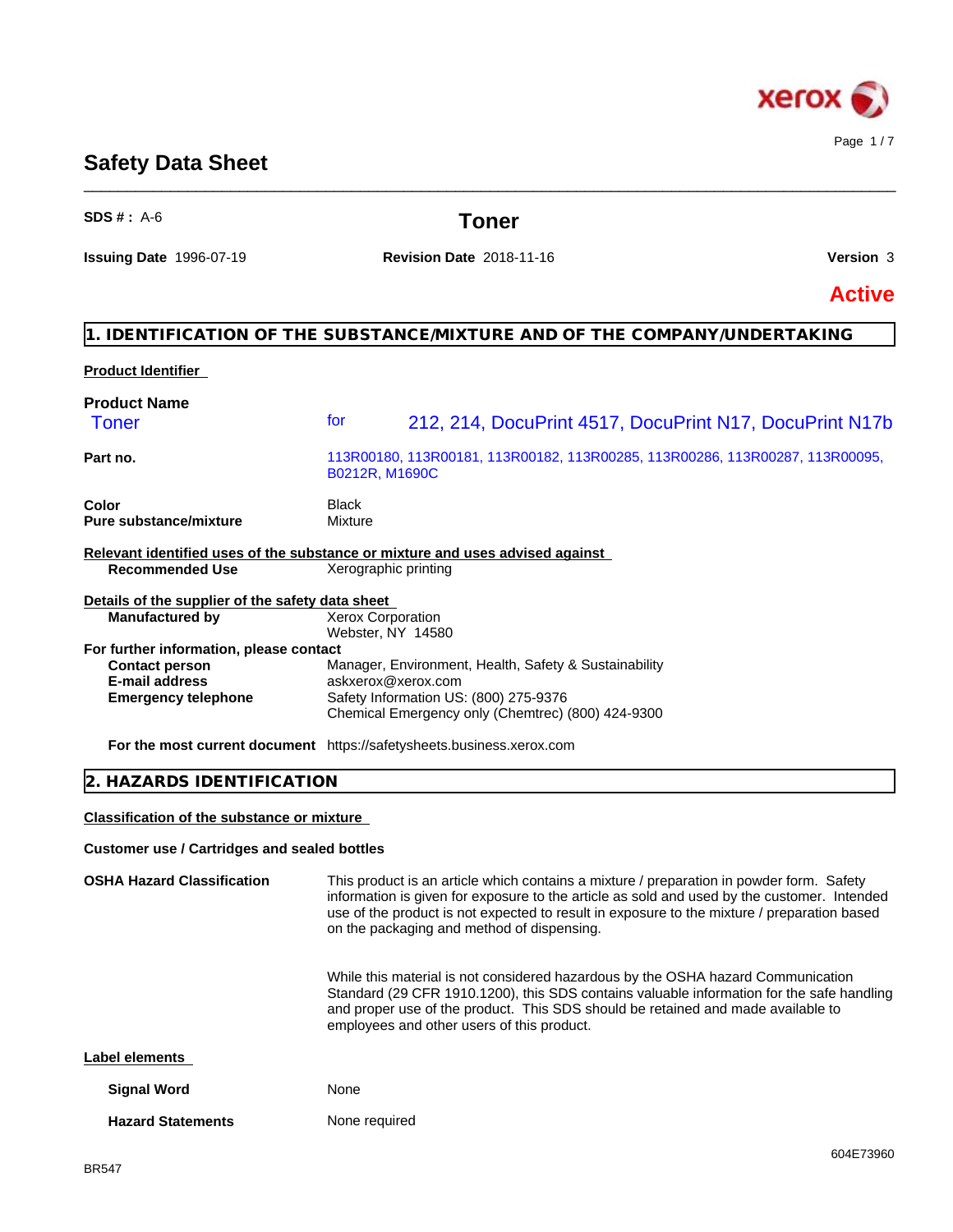# Safety Data Sheet

**SDS # :** A-6

## Toner

**Issuing Date** 1996-07-19 **Revision Date** 2018-11-16 **Version** 3

**Active**

## 1. IDENTIFICATION OF THE SUBSTANCE/MIXTURE AND OF THE COMPANY/UNDERTAKING

**Product Identifier**

**Product Name**
Toner for 212, 214, DocuPrint 4517, DocuPrint N17, DocuPrint N17b

**Part no.** 113R00180, 113R00181, 113R00182, 113R00285, 113R00286, 113R00287, 113R00095, B0212R, M1690C

**Color** Black
**Pure substance/mixture** Mixture

**Relevant identified uses of the substance or mixture and uses advised against**
**Recommended Use** Xerographic printing

**Details of the supplier of the safety data sheet**
**Manufactured by** Xerox Corporation
Webster, NY 14580

**For further information, please contact**
**Contact person** Manager, Environment, Health, Safety & Sustainability
**E-mail address** askxerox@xerox.com
**Emergency telephone** Safety Information US: (800) 275-9376
Chemical Emergency only (Chemtrec) (800) 424-9300

**For the most current document** https://safetysheets.business.xerox.com

## 2. HAZARDS IDENTIFICATION

**Classification of the substance or mixture**

**Customer use / Cartridges and sealed bottles**

**OSHA Hazard Classification** This product is an article which contains a mixture / preparation in powder form. Safety information is given for exposure to the article as sold and used by the customer. Intended use of the product is not expected to result in exposure to the mixture / preparation based on the packaging and method of dispensing.

While this material is not considered hazardous by the OSHA hazard Communication Standard (29 CFR 1910.1200), this SDS contains valuable information for the safe handling and proper use of the product. This SDS should be retained and made available to employees and other users of this product.

**Label elements**

**Signal Word** None

**Hazard Statements** None required

BR547 604E73960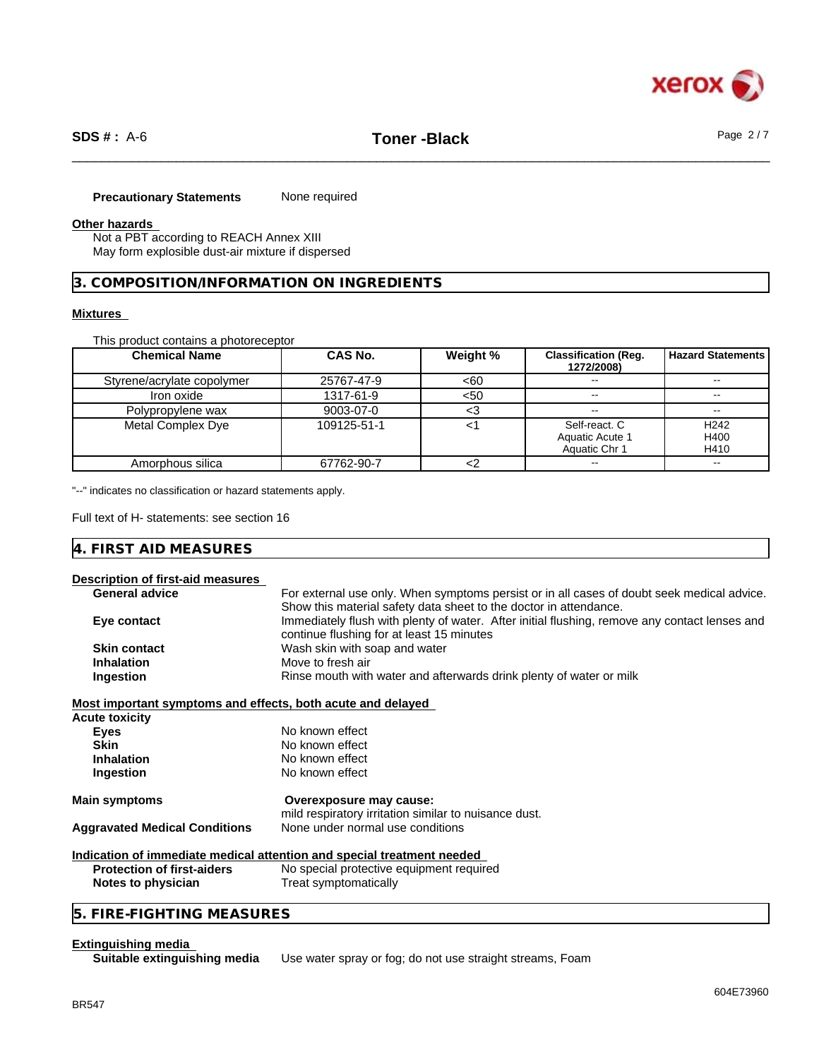**Precautionary Statements** None required

**Other hazards**

Not a PBT according to REACH Annex XIII
May form explosible dust-air mixture if dispersed

## 3. COMPOSITION/INFORMATION ON INGREDIENTS

**Mixtures**

This product contains a photoreceptor

| Chemical Name | CAS No. | Weight % | Classification (Reg. 1272/2008) | Hazard Statements |
|---|---|---|---|---|
| Styrene/acrylate copolymer | 25767-47-9 | <60 | -- | -- |
| Iron oxide | 1317-61-9 | <50 | -- | -- |
| Polypropylene wax | 9003-07-0 | <3 | -- | -- |
| Metal Complex Dye | 109125-51-1 | <1 | Self-react. C<br>Aquatic Acute 1<br>Aquatic Chr 1 | H242<br>H400<br>H410 |
| Amorphous silica | 67762-90-7 | <2 | -- | -- |

"--" indicates no classification or hazard statements apply.

Full text of H- statements: see section 16

## 4. FIRST AID MEASURES

**Description of first-aid measures**

**General advice** For external use only. When symptoms persist or in all cases of doubt seek medical advice. Show this material safety data sheet to the doctor in attendance.

**Eye contact** Immediately flush with plenty of water. After initial flushing, remove any contact lenses and continue flushing for at least 15 minutes

**Skin contact** Wash skin with soap and water

**Inhalation** Move to fresh air

**Ingestion** Rinse mouth with water and afterwards drink plenty of water or milk

**Most important symptoms and effects, both acute and delayed**

**Acute toxicity**

**Eyes** No known effect

**Skin** No known effect

**Inhalation** No known effect

**Ingestion** No known effect

**Main symptoms** **Overexposure may cause:**
mild respiratory irritation similar to nuisance dust.

**Aggravated Medical Conditions** None under normal use conditions

**Indication of immediate medical attention and special treatment needed**

**Protection of first-aiders** No special protective equipment required

**Notes to physician** Treat symptomatically

## 5. FIRE-FIGHTING MEASURES

**Extinguishing media**

**Suitable extinguishing media** Use water spray or fog; do not use straight streams, Foam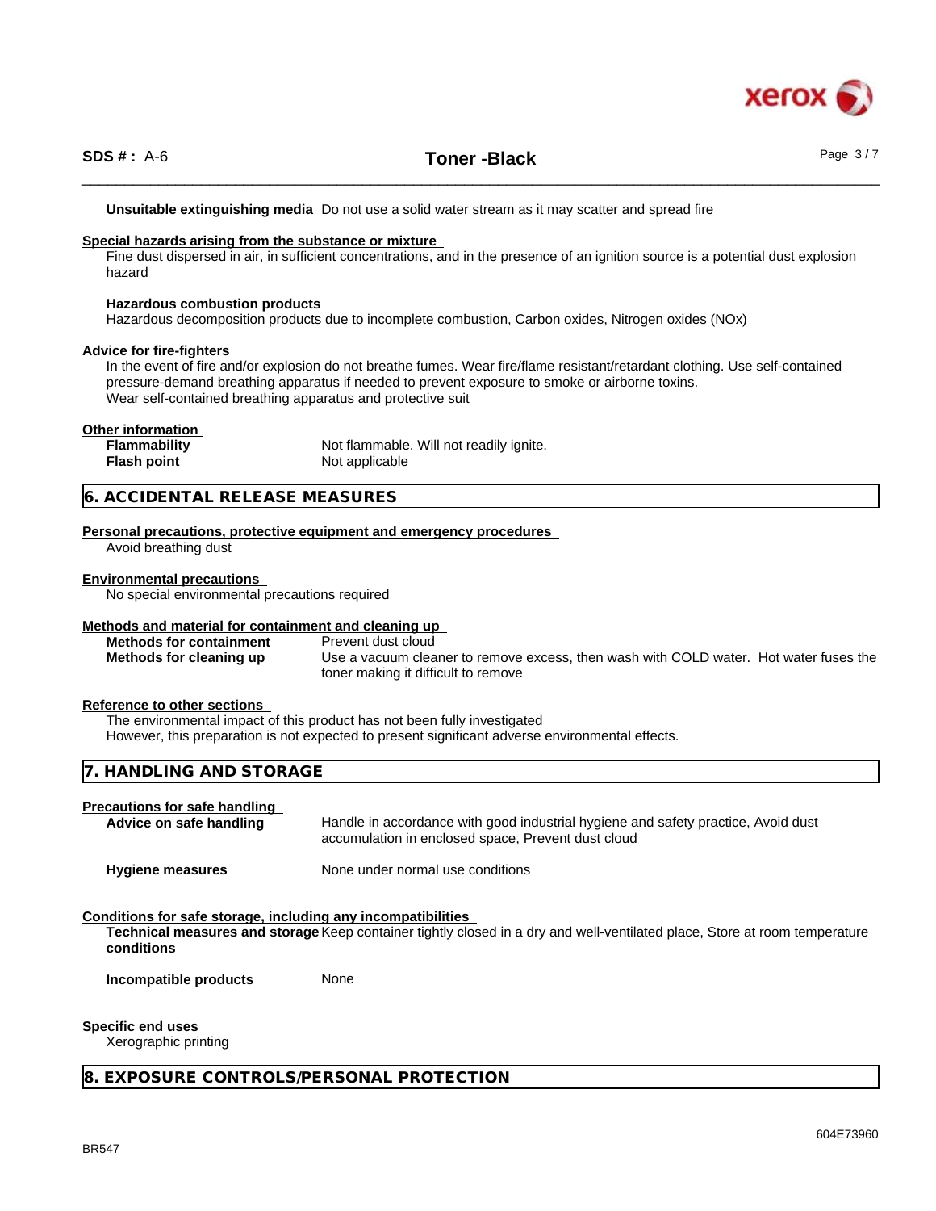**Unsuitable extinguishing media** Do not use a solid water stream as it may scatter and spread fire

**Special hazards arising from the substance or mixture**

Fine dust dispersed in air, in sufficient concentrations, and in the presence of an ignition source is a potential dust explosion hazard

**Hazardous combustion products**

Hazardous decomposition products due to incomplete combustion, Carbon oxides, Nitrogen oxides (NOx)

**Advice for fire-fighters**

In the event of fire and/or explosion do not breathe fumes. Wear fire/flame resistant/retardant clothing. Use self-contained pressure-demand breathing apparatus if needed to prevent exposure to smoke or airborne toxins.
Wear self-contained breathing apparatus and protective suit

**Other information**

| | |
|---|---|
| **Flammability** | Not flammable. Will not readily ignite. |
| **Flash point** | Not applicable |

## 6. ACCIDENTAL RELEASE MEASURES

**Personal precautions, protective equipment and emergency procedures**

Avoid breathing dust

**Environmental precautions**

No special environmental precautions required

**Methods and material for containment and cleaning up**

| | |
|---|---|
| **Methods for containment** | Prevent dust cloud |
| **Methods for cleaning up** | Use a vacuum cleaner to remove excess, then wash with COLD water. Hot water fuses the toner making it difficult to remove |

**Reference to other sections**

The environmental impact of this product has not been fully investigated
However, this preparation is not expected to present significant adverse environmental effects.

## 7. HANDLING AND STORAGE

**Precautions for safe handling**

| | |
|---|---|
| **Advice on safe handling** | Handle in accordance with good industrial hygiene and safety practice, Avoid dust accumulation in enclosed space, Prevent dust cloud |
| **Hygiene measures** | None under normal use conditions |

**Conditions for safe storage, including any incompatibilities**

| | |
|---|---|
| **Technical measures and storage conditions** | Keep container tightly closed in a dry and well-ventilated place, Store at room temperature |
| **Incompatible products** | None |

**Specific end uses**

Xerographic printing

## 8. EXPOSURE CONTROLS/PERSONAL PROTECTION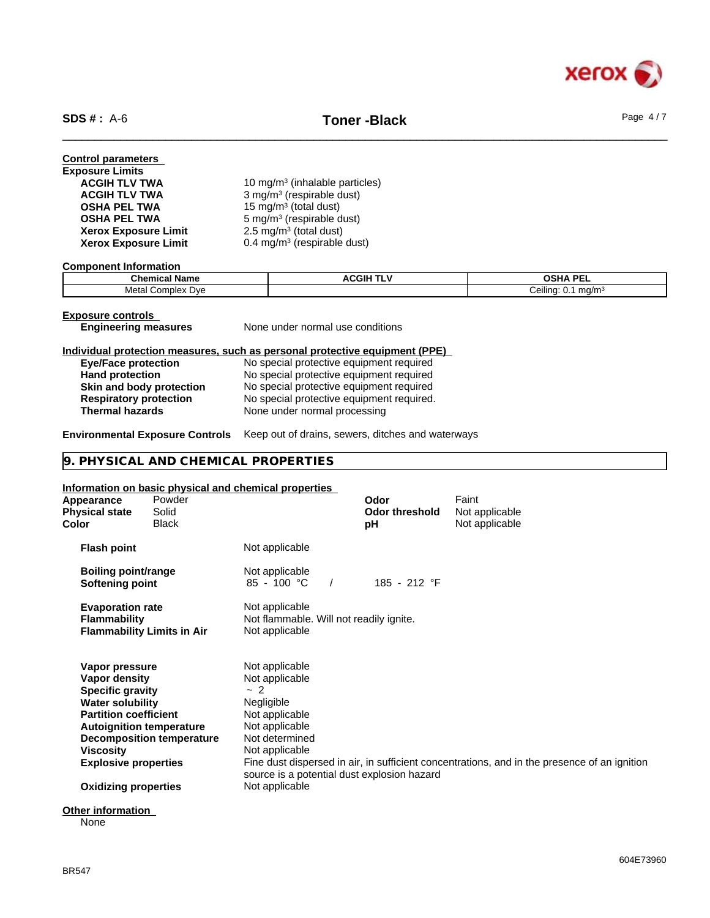**Control parameters**

**Exposure Limits**

| | |
|---|---|
| **ACGIH TLV TWA** | 10 mg/m³ (inhalable particles) |
| **ACGIH TLV TWA** | 3 mg/m³ (respirable dust) |
| **OSHA PEL TWA** | 15 mg/m³ (total dust) |
| **OSHA PEL TWA** | 5 mg/m³ (respirable dust) |
| **Xerox Exposure Limit** | 2.5 mg/m³ (total dust) |
| **Xerox Exposure Limit** | 0.4 mg/m³ (respirable dust) |

**Component Information**

| Chemical Name | ACGIH TLV | OSHA PEL |
|---|---|---|
| Metal Complex Dye | | Ceiling: 0.1 mg/m³ |

**Exposure controls**

**Engineering measures** None under normal use conditions

**Individual protection measures, such as personal protective equipment (PPE)**

| | |
|---|---|
| **Eye/Face protection** | No special protective equipment required |
| **Hand protection** | No special protective equipment required |
| **Skin and body protection** | No special protective equipment required |
| **Respiratory protection** | No special protective equipment required. |
| **Thermal hazards** | None under normal processing |

**Environmental Exposure Controls** Keep out of drains, sewers, ditches and waterways

## 9. PHYSICAL AND CHEMICAL PROPERTIES

**Information on basic physical and chemical properties**

| | | | |
|---|---|---|---|
| **Appearance** | Powder | **Odor** | Faint |
| **Physical state** | Solid | **Odor threshold** | Not applicable |
| **Color** | Black | **pH** | Not applicable |

| | |
|---|---|
| **Flash point** | Not applicable |
| **Boiling point/range** | Not applicable |
| **Softening point** | 85 - 100 °C / 185 - 212 °F |
| **Evaporation rate** | Not applicable |
| **Flammability** | Not flammable. Will not readily ignite. |
| **Flammability Limits in Air** | Not applicable |
| **Vapor pressure** | Not applicable |
| **Vapor density** | Not applicable |
| **Specific gravity** | ~ 2 |
| **Water solubility** | Negligible |
| **Partition coefficient** | Not applicable |
| **Autoignition temperature** | Not applicable |
| **Decomposition temperature** | Not determined |
| **Viscosity** | Not applicable |
| **Explosive properties** | Fine dust dispersed in air, in sufficient concentrations, and in the presence of an ignition source is a potential dust explosion hazard |
| **Oxidizing properties** | Not applicable |

**Other information**

None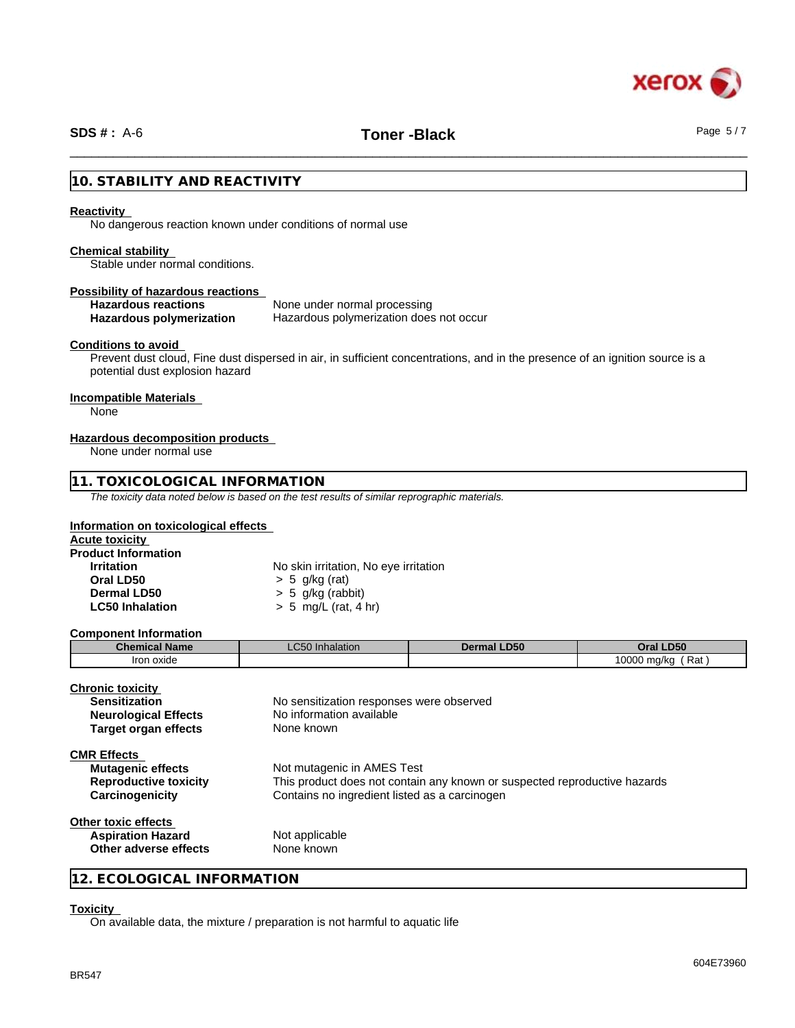## 10. STABILITY AND REACTIVITY

**Reactivity**

No dangerous reaction known under conditions of normal use

**Chemical stability**

Stable under normal conditions.

**Possibility of hazardous reactions**

**Hazardous reactions** None under normal processing

**Hazardous polymerization** Hazardous polymerization does not occur

**Conditions to avoid**

Prevent dust cloud, Fine dust dispersed in air, in sufficient concentrations, and in the presence of an ignition source is a potential dust explosion hazard

**Incompatible Materials**

None

**Hazardous decomposition products**

None under normal use

## 11. TOXICOLOGICAL INFORMATION

*The toxicity data noted below is based on the test results of similar reprographic materials.*

**Information on toxicological effects**

**Acute toxicity**

**Product Information**

**Irritation** No skin irritation, No eye irritation

**Oral LD50** > 5 g/kg (rat)

**Dermal LD50** > 5 g/kg (rabbit)

**LC50 Inhalation** > 5 mg/L (rat, 4 hr)

**Component Information**

| Chemical Name | LC50 Inhalation | Dermal LD50 | Oral LD50 |
|---|---|---|---|
| Iron oxide | | | 10000 mg/kg ( Rat ) |

**Chronic toxicity**

**Sensitization** No sensitization responses were observed

**Neurological Effects** No information available

**Target organ effects** None known

**CMR Effects**

**Mutagenic effects** Not mutagenic in AMES Test

**Reproductive toxicity** This product does not contain any known or suspected reproductive hazards

**Carcinogenicity** Contains no ingredient listed as a carcinogen

**Other toxic effects**

**Aspiration Hazard** Not applicable

**Other adverse effects** None known

## 12. ECOLOGICAL INFORMATION

**Toxicity**

On available data, the mixture / preparation is not harmful to aquatic life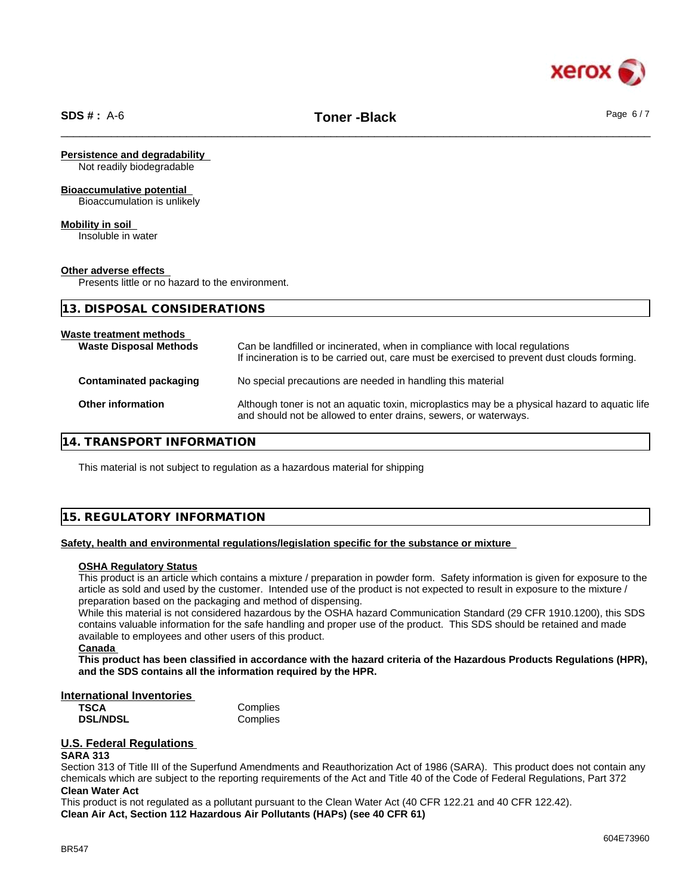**Persistence and degradability**

Not readily biodegradable

**Bioaccumulative potential**

Bioaccumulation is unlikely

**Mobility in soil**

Insoluble in water

**Other adverse effects**

Presents little or no hazard to the environment.

## 13. DISPOSAL CONSIDERATIONS

**Waste treatment methods**

| | |
|---|---|
| **Waste Disposal Methods** | Can be landfilled or incinerated, when in compliance with local regulations<br>If incineration is to be carried out, care must be exercised to prevent dust clouds forming. |
| **Contaminated packaging** | No special precautions are needed in handling this material |
| **Other information** | Although toner is not an aquatic toxin, microplastics may be a physical hazard to aquatic life and should not be allowed to enter drains, sewers, or waterways. |

## 14. TRANSPORT INFORMATION

This material is not subject to regulation as a hazardous material for shipping

## 15. REGULATORY INFORMATION

**Safety, health and environmental regulations/legislation specific for the substance or mixture**

**OSHA Regulatory Status**

This product is an article which contains a mixture / preparation in powder form. Safety information is given for exposure to the article as sold and used by the customer. Intended use of the product is not expected to result in exposure to the mixture / preparation based on the packaging and method of dispensing.

While this material is not considered hazardous by the OSHA hazard Communication Standard (29 CFR 1910.1200), this SDS contains valuable information for the safe handling and proper use of the product. This SDS should be retained and made available to employees and other users of this product.

**Canada**

**This product has been classified in accordance with the hazard criteria of the Hazardous Products Regulations (HPR), and the SDS contains all the information required by the HPR.**

**International Inventories**

| | |
|---|---|
| **TSCA** | Complies |
| **DSL/NDSL** | Complies |

**U.S. Federal Regulations**

**SARA 313**

Section 313 of Title III of the Superfund Amendments and Reauthorization Act of 1986 (SARA). This product does not contain any chemicals which are subject to the reporting requirements of the Act and Title 40 of the Code of Federal Regulations, Part 372

**Clean Water Act**

This product is not regulated as a pollutant pursuant to the Clean Water Act (40 CFR 122.21 and 40 CFR 122.42).

**Clean Air Act, Section 112 Hazardous Air Pollutants (HAPs) (see 40 CFR 61)**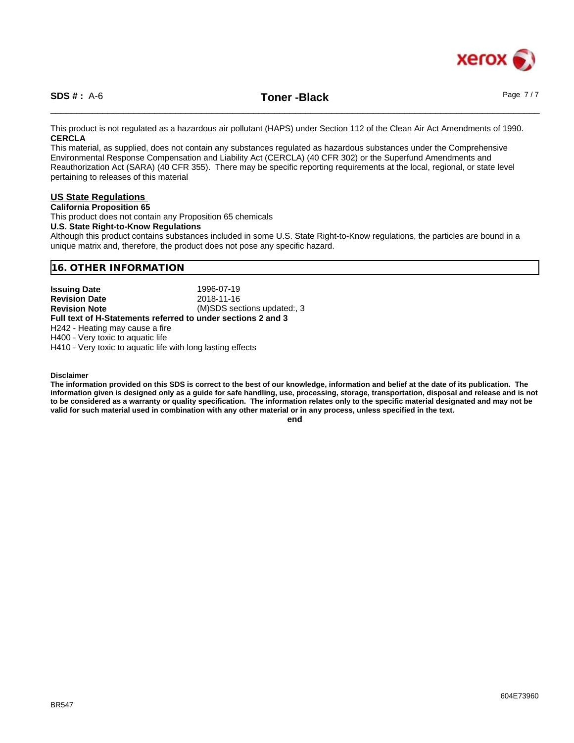This product is not regulated as a hazardous air pollutant (HAPS) under Section 112 of the Clean Air Act Amendments of 1990.

**CERCLA**

This material, as supplied, does not contain any substances regulated as hazardous substances under the Comprehensive Environmental Response Compensation and Liability Act (CERCLA) (40 CFR 302) or the Superfund Amendments and Reauthorization Act (SARA) (40 CFR 355). There may be specific reporting requirements at the local, regional, or state level pertaining to releases of this material

## US State Regulations

**California Proposition 65**

This product does not contain any Proposition 65 chemicals

**U.S. State Right-to-Know Regulations**

Although this product contains substances included in some U.S. State Right-to-Know regulations, the particles are bound in a unique matrix and, therefore, the product does not pose any specific hazard.

## 16. OTHER INFORMATION

**Issuing Date** 1996-07-19
**Revision Date** 2018-11-16
**Revision Note** (M)SDS sections updated:, 3

**Full text of H-Statements referred to under sections 2 and 3**

H242 - Heating may cause a fire
H400 - Very toxic to aquatic life
H410 - Very toxic to aquatic life with long lasting effects

**Disclaimer**

**The information provided on this SDS is correct to the best of our knowledge, information and belief at the date of its publication. The information given is designed only as a guide for safe handling, use, processing, storage, transportation, disposal and release and is not to be considered as a warranty or quality specification. The information relates only to the specific material designated and may not be valid for such material used in combination with any other material or in any process, unless specified in the text.**

**end**